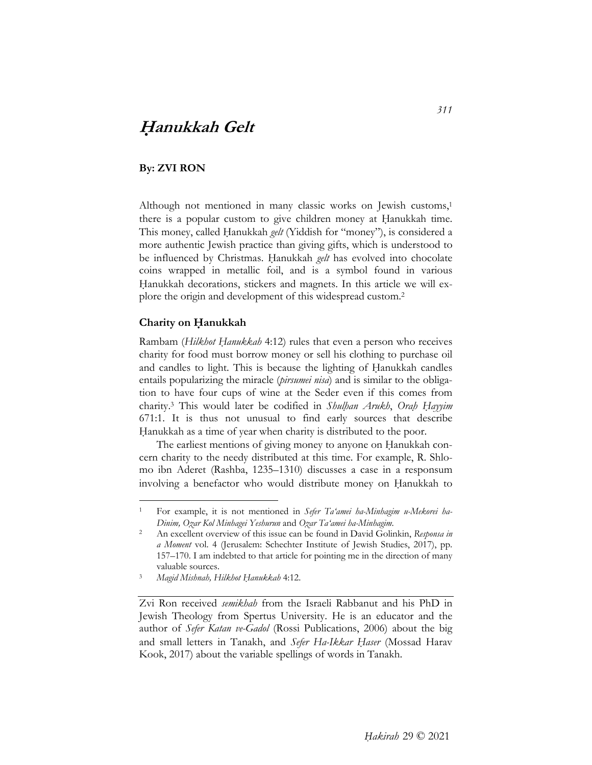# *Ḥanukkah Gelt*

**By: ZVI RON**

Although not mentioned in many classic works on Jewish customs,[1] there is a popular custom to give children money at Ḥanukkah time. This money, called Ḥanukkah *gelt* (Yiddish for "money"), is considered a more authentic Jewish practice than giving gifts, which is understood to be influenced by Christmas. Ḥanukkah *gelt* has evolved into chocolate coins wrapped in metallic foil, and is a symbol found in various Ḥanukkah decorations, stickers and magnets. In this article we will explore the origin and development of this widespread custom.[2]

## Charity on Ḥanukkah

Rambam (*Hilkhot Ḥanukkah* 4:12) rules that even a person who receives charity for food must borrow money or sell his clothing to purchase oil and candles to light. This is because the lighting of Ḥanukkah candles entails popularizing the miracle (*pirsumei nisa*) and is similar to the obligation to have four cups of wine at the Seder even if this comes from charity.[3] This would later be codified in *Shulḥan Arukh*, *Oraḥ Ḥayyim* 671:1. It is thus not unusual to find early sources that describe Ḥanukkah as a time of year when charity is distributed to the poor.

The earliest mentions of giving money to anyone on Ḥanukkah concern charity to the needy distributed at this time. For example, R. Shlomo ibn Aderet (Rashba, 1235–1310) discusses a case in a responsum involving a benefactor who would distribute money on Ḥanukkah to

---

[1] For example, it is not mentioned in *Sefer Ta'amei ha-Minhagim u-Mekorei ha-Dinim, Ozar Kol Minhagei Yeshurun* and *Ozar Ta'amei ha-Minhagim.*

[2] An excellent overview of this issue can be found in David Golinkin, *Responsa in a Moment* vol. 4 (Jerusalem: Schechter Institute of Jewish Studies, 2017), pp. 157–170. I am indebted to that article for pointing me in the direction of many valuable sources.

[3] *Magid Mishnah, Hilkhot Ḥanukkah* 4:12.

---

Zvi Ron received *semikhah* from the Israeli Rabbanut and his PhD in Jewish Theology from Spertus University. He is an educator and the author of *Sefer Katan ve-Gadol* (Rossi Publications, 2006) about the big and small letters in Tanakh, and *Sefer Ha-Ikkar Ḥaser* (Mossad Harav Kook, 2017) about the variable spellings of words in Tanakh.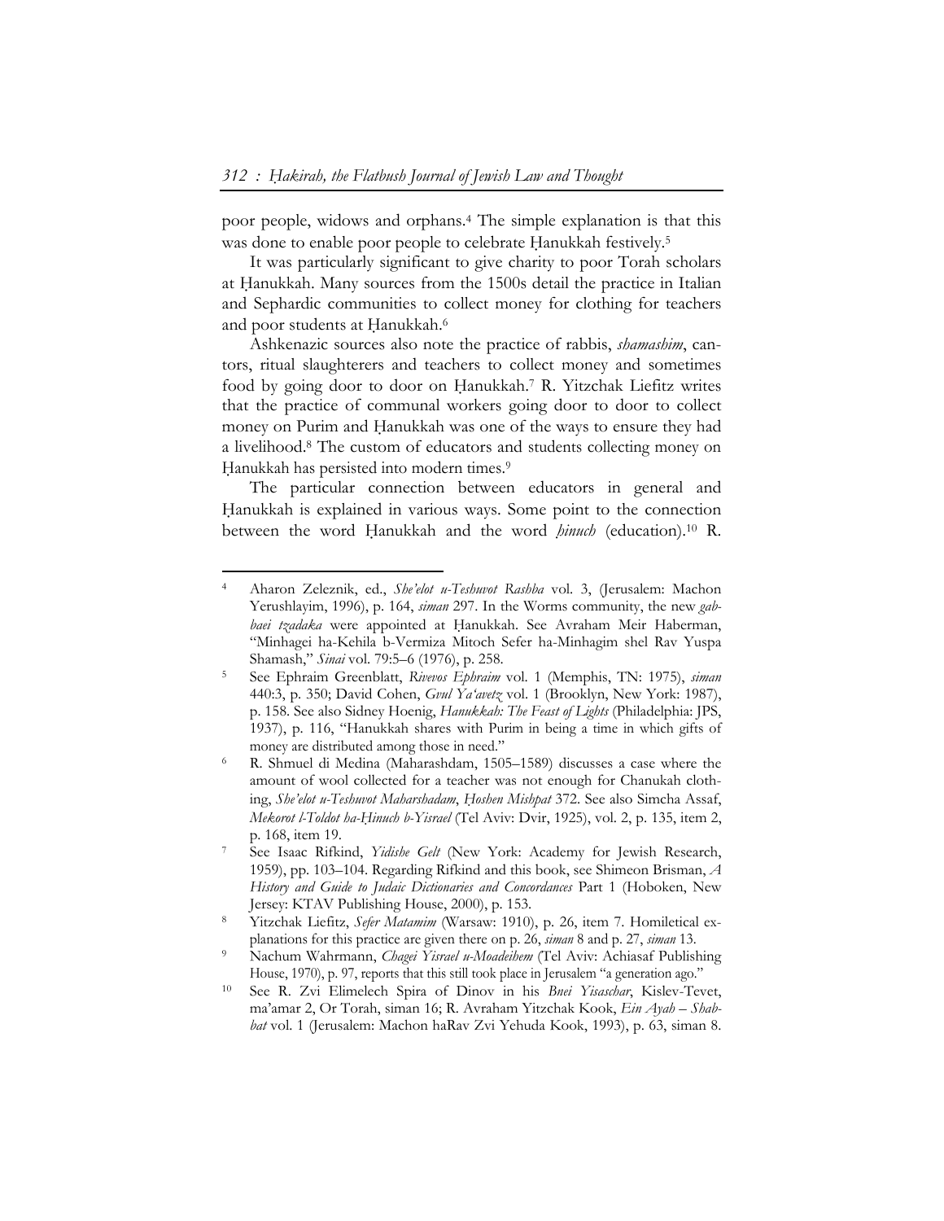poor people, widows and orphans.[4] The simple explanation is that this was done to enable poor people to celebrate Ḥanukkah festively.[5]

It was particularly significant to give charity to poor Torah scholars at Ḥanukkah. Many sources from the 1500s detail the practice in Italian and Sephardic communities to collect money for clothing for teachers and poor students at Ḥanukkah.[6]

Ashkenazic sources also note the practice of rabbis, *shamashim*, cantors, ritual slaughterers and teachers to collect money and sometimes food by going door to door on Ḥanukkah.[7] R. Yitzchak Liefitz writes that the practice of communal workers going door to door to collect money on Purim and Ḥanukkah was one of the ways to ensure they had a livelihood.[8] The custom of educators and students collecting money on Ḥanukkah has persisted into modern times.[9]

The particular connection between educators in general and Ḥanukkah is explained in various ways. Some point to the connection between the word Ḥanukkah and the word *ḥinuch* (education).[10] R.

---

[4] Aharon Zeleznik, ed., *She'elot u-Teshuvot Rashba* vol. 3, (Jerusalem: Machon Yerushlayim, 1996), p. 164, *siman* 297. In the Worms community, the new *gabbaei tzadaka* were appointed at Ḥanukkah. See Avraham Meir Haberman, "Minhagei ha-Kehila b-Vermiza Mitoch Sefer ha-Minhagim shel Rav Yuspa Shamash," *Sinai* vol. 79:5–6 (1976), p. 258.

[5] See Ephraim Greenblatt, *Rivevos Ephraim* vol. 1 (Memphis, TN: 1975), *siman* 440:3, p. 350; David Cohen, *Gvul Ya'avetz* vol. 1 (Brooklyn, New York: 1987), p. 158. See also Sidney Hoenig, *Hanukkah: The Feast of Lights* (Philadelphia: JPS, 1937), p. 116, "Hanukkah shares with Purim in being a time in which gifts of money are distributed among those in need."

[6] R. Shmuel di Medina (Maharashdam, 1505–1589) discusses a case where the amount of wool collected for a teacher was not enough for Chanukah clothing, *She'elot u-Teshuvot Maharshadam*, *Ḥoshen Mishpat* 372. See also Simcha Assaf, *Mekorot l-Toldot ha-Ḥinuch b-Yisrael* (Tel Aviv: Dvir, 1925), vol. 2, p. 135, item 2, p. 168, item 19.

[7] See Isaac Rifkind, *Yidishe Gelt* (New York: Academy for Jewish Research, 1959), pp. 103–104. Regarding Rifkind and this book, see Shimeon Brisman, *A History and Guide to Judaic Dictionaries and Concordances* Part 1 (Hoboken, New Jersey: KTAV Publishing House, 2000), p. 153.

[8] Yitzchak Liefitz, *Sefer Matamim* (Warsaw: 1910), p. 26, item 7. Homiletical explanations for this practice are given there on p. 26, *siman* 8 and p. 27, *siman* 13.

[9] Nachum Wahrmann, *Chagei Yisrael u-Moadeihem* (Tel Aviv: Achiasaf Publishing House, 1970), p. 97, reports that this still took place in Jerusalem "a generation ago."

[10] See R. Zvi Elimelech Spira of Dinov in his *Bnei Yisaschar*, Kislev-Tevet, ma'amar 2, Or Torah, siman 16; R. Avraham Yitzchak Kook, *Ein Ayah – Shabbat* vol. 1 (Jerusalem: Machon haRav Zvi Yehuda Kook, 1993), p. 63, siman 8.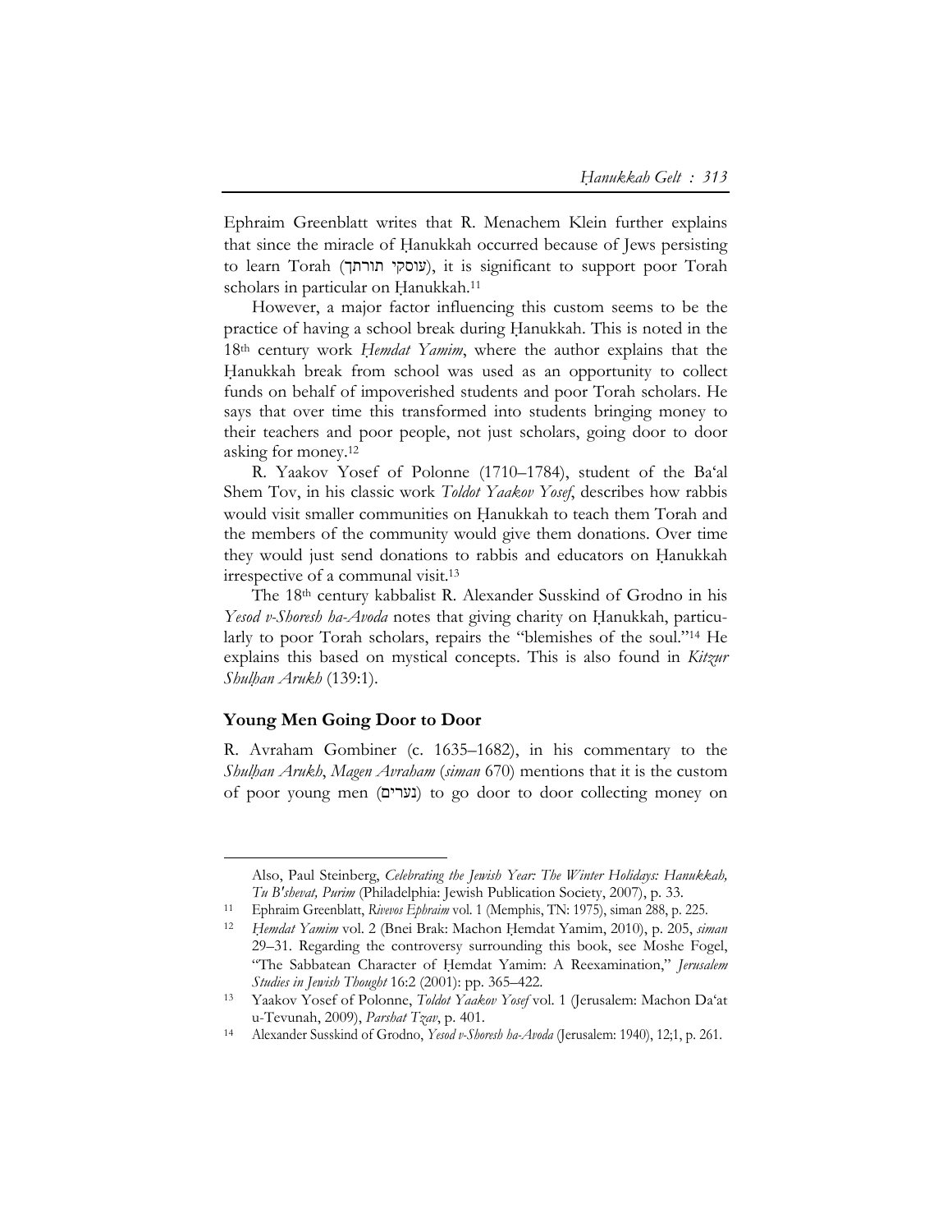Ephraim Greenblatt writes that R. Menachem Klein further explains that since the miracle of Ḥanukkah occurred because of Jews persisting to learn Torah (עוסקי תורתך), it is significant to support poor Torah scholars in particular on Ḥanukkah.[11]

However, a major factor influencing this custom seems to be the practice of having a school break during Ḥanukkah. This is noted in the 18th century work *Ḥemdat Yamim*, where the author explains that the Ḥanukkah break from school was used as an opportunity to collect funds on behalf of impoverished students and poor Torah scholars. He says that over time this transformed into students bringing money to their teachers and poor people, not just scholars, going door to door asking for money.[12]

R. Yaakov Yosef of Polonne (1710–1784), student of the Ba'al Shem Tov, in his classic work *Toldot Yaakov Yosef*, describes how rabbis would visit smaller communities on Ḥanukkah to teach them Torah and the members of the community would give them donations. Over time they would just send donations to rabbis and educators on Ḥanukkah irrespective of a communal visit.[13]

The 18th century kabbalist R. Alexander Susskind of Grodno in his *Yesod v-Shoresh ha-Avoda* notes that giving charity on Ḥanukkah, particularly to poor Torah scholars, repairs the "blemishes of the soul."[14] He explains this based on mystical concepts. This is also found in *Kitzur Shulḥan Arukh* (139:1).

## Young Men Going Door to Door

R. Avraham Gombiner (c. 1635–1682), in his commentary to the *Shulḥan Arukh*, *Magen Avraham* (*siman* 670) mentions that it is the custom of poor young men (נערים) to go door to door collecting money on

---

Also, Paul Steinberg, *Celebrating the Jewish Year: The Winter Holidays: Hanukkah, Tu B'shevat, Purim* (Philadelphia: Jewish Publication Society, 2007), p. 33.

11 Ephraim Greenblatt, *Rivevos Ephraim* vol. 1 (Memphis, TN: 1975), siman 288, p. 225.

12 *Ḥemdat Yamim* vol. 2 (Bnei Brak: Machon Ḥemdat Yamim, 2010), p. 205, *siman* 29–31. Regarding the controversy surrounding this book, see Moshe Fogel, "The Sabbatean Character of Ḥemdat Yamim: A Reexamination," *Jerusalem Studies in Jewish Thought* 16:2 (2001): pp. 365–422.

13 Yaakov Yosef of Polonne, *Toldot Yaakov Yosef* vol. 1 (Jerusalem: Machon Da'at u-Tevunah, 2009), *Parshat Tzav*, p. 401.

14 Alexander Susskind of Grodno, *Yesod v-Shoresh ha-Avoda* (Jerusalem: 1940), 12;1, p. 261.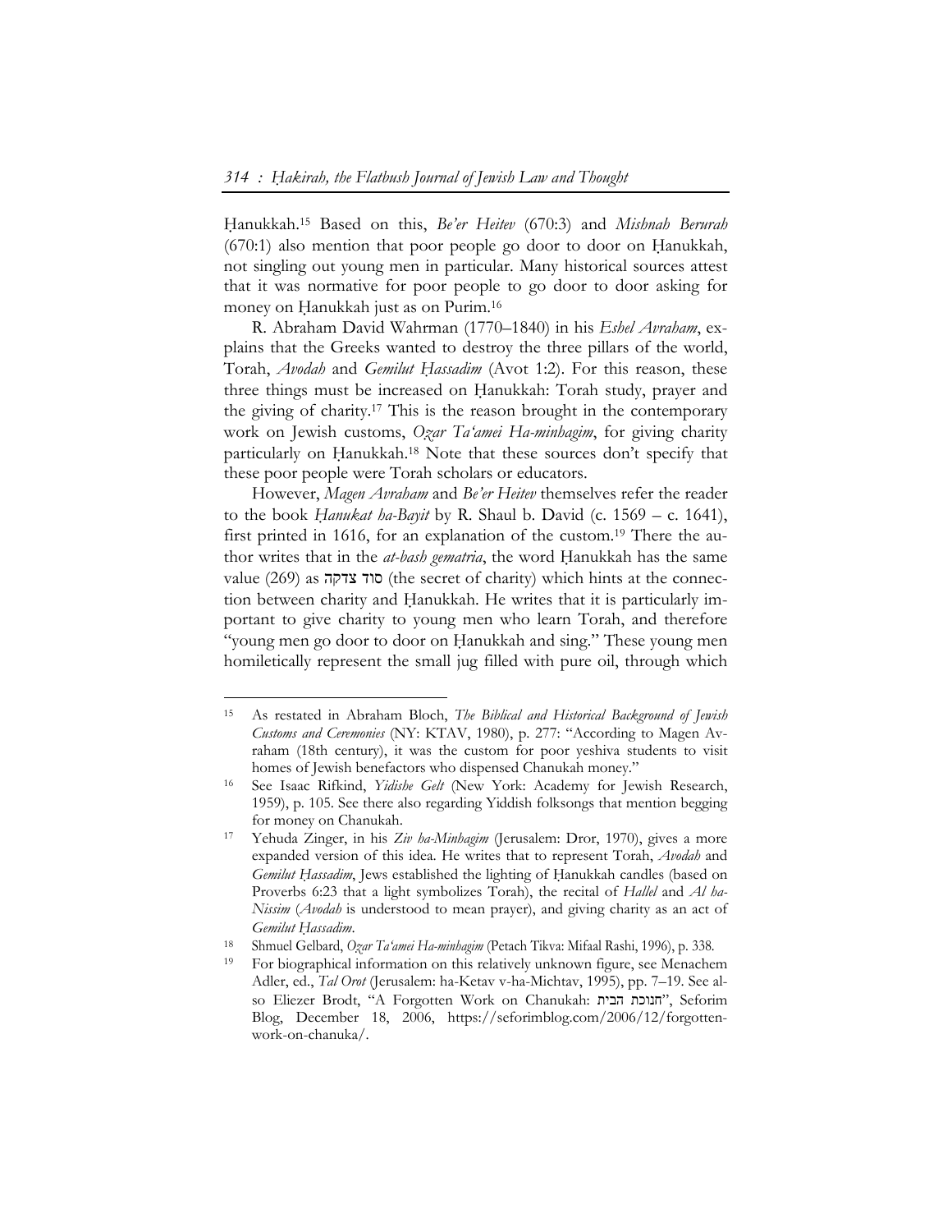Ḥanukkah.[15] Based on this, *Be'er Heitev* (670:3) and *Mishnah Berurah* (670:1) also mention that poor people go door to door on Ḥanukkah, not singling out young men in particular. Many historical sources attest that it was normative for poor people to go door to door asking for money on Ḥanukkah just as on Purim.[16]

R. Abraham David Wahrman (1770–1840) in his *Eshel Avraham*, explains that the Greeks wanted to destroy the three pillars of the world, Torah, *Avodah* and *Gemilut Ḥassadim* (Avot 1:2). For this reason, these three things must be increased on Ḥanukkah: Torah study, prayer and the giving of charity.[17] This is the reason brought in the contemporary work on Jewish customs, *Ozar Ta'amei Ha-minhagim*, for giving charity particularly on Ḥanukkah.[18] Note that these sources don't specify that these poor people were Torah scholars or educators.

However, *Magen Avraham* and *Be'er Heitev* themselves refer the reader to the book *Ḥanukat ha-Bayit* by R. Shaul b. David (c. 1569 – c. 1641), first printed in 1616, for an explanation of the custom.[19] There the author writes that in the *at-bash gematria*, the word Ḥanukkah has the same value (269) as סוד צדקה (the secret of charity) which hints at the connection between charity and Ḥanukkah. He writes that it is particularly important to give charity to young men who learn Torah, and therefore "young men go door to door on Ḥanukkah and sing." These young men homiletically represent the small jug filled with pure oil, through which

---

15. As restated in Abraham Bloch, *The Biblical and Historical Background of Jewish Customs and Ceremonies* (NY: KTAV, 1980), p. 277: "According to Magen Avraham (18th century), it was the custom for poor yeshiva students to visit homes of Jewish benefactors who dispensed Chanukah money."
16. See Isaac Rifkind, *Yidishe Gelt* (New York: Academy for Jewish Research, 1959), p. 105. See there also regarding Yiddish folksongs that mention begging for money on Chanukah.
17. Yehuda Zinger, in his *Ziv ha-Minhagim* (Jerusalem: Dror, 1970), gives a more expanded version of this idea. He writes that to represent Torah, *Avodah* and *Gemilut Ḥassadim*, Jews established the lighting of Ḥanukkah candles (based on Proverbs 6:23 that a light symbolizes Torah), the recital of *Hallel* and *Al ha-Nissim* (*Avodah* is understood to mean prayer), and giving charity as an act of *Gemilut Ḥassadim*.
18. Shmuel Gelbard, *Ozar Ta'amei Ha-minhagim* (Petach Tikva: Mifaal Rashi, 1996), p. 338.
19. For biographical information on this relatively unknown figure, see Menachem Adler, ed., *Tal Orot* (Jerusalem: ha-Ketav v-ha-Michtav, 1995), pp. 7–19. See also Eliezer Brodt, "A Forgotten Work on Chanukah: חנוכת הבית", Seforim Blog, December 18, 2006, https://seforimblog.com/2006/12/forgotten-work-on-chanuka/.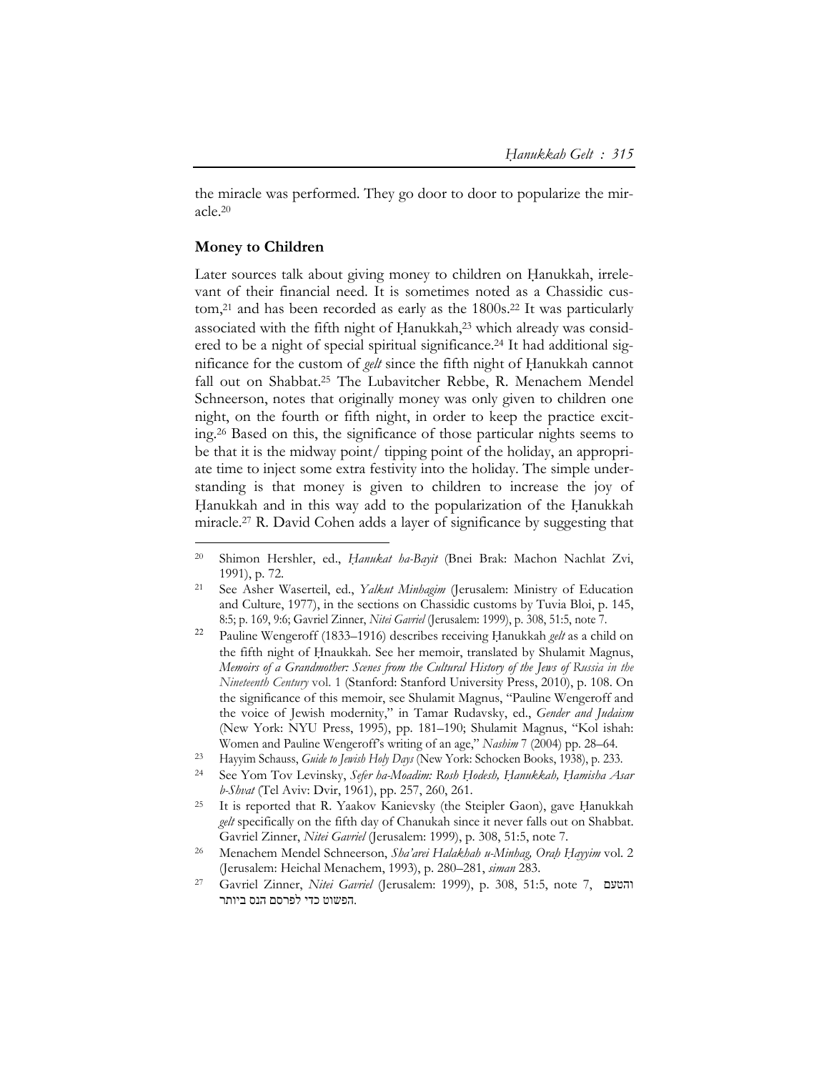the miracle was performed. They go door to door to popularize the miracle.[20]

## Money to Children

Later sources talk about giving money to children on Ḥanukkah, irrelevant of their financial need. It is sometimes noted as a Chassidic custom,[21] and has been recorded as early as the 1800s.[22] It was particularly associated with the fifth night of Ḥanukkah,[23] which already was considered to be a night of special spiritual significance.[24] It had additional significance for the custom of *gelt* since the fifth night of Ḥanukkah cannot fall out on Shabbat.[25] The Lubavitcher Rebbe, R. Menachem Mendel Schneerson, notes that originally money was only given to children one night, on the fourth or fifth night, in order to keep the practice exciting.[26] Based on this, the significance of those particular nights seems to be that it is the midway point/ tipping point of the holiday, an appropriate time to inject some extra festivity into the holiday. The simple understanding is that money is given to children to increase the joy of Ḥanukkah and in this way add to the popularization of the Ḥanukkah miracle.[27] R. David Cohen adds a layer of significance by suggesting that

---

[20] Shimon Hershler, ed., *Ḥanukat ha-Bayit* (Bnei Brak: Machon Nachlat Zvi, 1991), p. 72.

[21] See Asher Waserteil, ed., *Yalkut Minhagim* (Jerusalem: Ministry of Education and Culture, 1977), in the sections on Chassidic customs by Tuvia Bloi, p. 145, 8:5; p. 169, 9:6; Gavriel Zinner, *Nitei Gavriel* (Jerusalem: 1999), p. 308, 51:5, note 7.

[22] Pauline Wengeroff (1833–1916) describes receiving Ḥanukkah *gelt* as a child on the fifth night of Ḥnaukkah. See her memoir, translated by Shulamit Magnus, *Memoirs of a Grandmother: Scenes from the Cultural History of the Jews of Russia in the Nineteenth Century* vol. 1 (Stanford: Stanford University Press, 2010), p. 108. On the significance of this memoir, see Shulamit Magnus, "Pauline Wengeroff and the voice of Jewish modernity," in Tamar Rudavsky, ed., *Gender and Judaism* (New York: NYU Press, 1995), pp. 181–190; Shulamit Magnus, "Kol ishah: Women and Pauline Wengeroff's writing of an age," *Nashim* 7 (2004) pp. 28–64.

[23] Hayyim Schauss, *Guide to Jewish Holy Days* (New York: Schocken Books, 1938), p. 233.

[24] See Yom Tov Levinsky, *Sefer ha-Moadim: Rosh Ḥodesh, Ḥanukkah, Ḥamisha Asar b-Shvat* (Tel Aviv: Dvir, 1961), pp. 257, 260, 261.

[25] It is reported that R. Yaakov Kanievsky (the Steipler Gaon), gave Ḥanukkah *gelt* specifically on the fifth day of Chanukah since it never falls out on Shabbat. Gavriel Zinner, *Nitei Gavriel* (Jerusalem: 1999), p. 308, 51:5, note 7.

[26] Menachem Mendel Schneerson, *Sha'arei Halakhah u-Minhag, Oraḥ Ḥayyim* vol. 2 (Jerusalem: Heichal Menachem, 1993), p. 280–281, *siman* 283.

[27] Gavriel Zinner, *Nitei Gavriel* (Jerusalem: 1999), p. 308, 51:5, note 7, והטעם הפשוט כדי לפרסם הנס ביותר.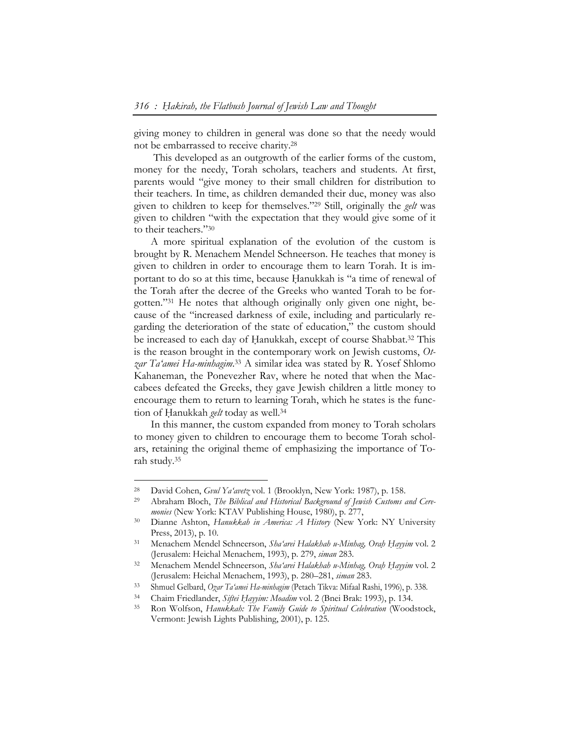giving money to children in general was done so that the needy would not be embarrassed to receive charity.[28]

This developed as an outgrowth of the earlier forms of the custom, money for the needy, Torah scholars, teachers and students. At first, parents would "give money to their small children for distribution to their teachers. In time, as children demanded their due, money was also given to children to keep for themselves."[29] Still, originally the *gelt* was given to children "with the expectation that they would give some of it to their teachers."[30]

A more spiritual explanation of the evolution of the custom is brought by R. Menachem Mendel Schneerson. He teaches that money is given to children in order to encourage them to learn Torah. It is important to do so at this time, because Ḥanukkah is "a time of renewal of the Torah after the decree of the Greeks who wanted Torah to be forgotten."[31] He notes that although originally only given one night, because of the "increased darkness of exile, including and particularly regarding the deterioration of the state of education," the custom should be increased to each day of Ḥanukkah, except of course Shabbat.[32] This is the reason brought in the contemporary work on Jewish customs, *Otzar Ta'amei Ha-minhagim*.[33] A similar idea was stated by R. Yosef Shlomo Kahaneman, the Ponevezher Rav, where he noted that when the Maccabees defeated the Greeks, they gave Jewish children a little money to encourage them to return to learning Torah, which he states is the function of Ḥanukkah *gelt* today as well.[34]

In this manner, the custom expanded from money to Torah scholars to money given to children to encourage them to become Torah scholars, retaining the original theme of emphasizing the importance of Torah study.[35]

---

[28] David Cohen, *Gvul Ya'avetz* vol. 1 (Brooklyn, New York: 1987), p. 158.

[29] Abraham Bloch, *The Biblical and Historical Background of Jewish Customs and Ceremonies* (New York: KTAV Publishing House, 1980), p. 277,

[30] Dianne Ashton, *Hanukkah in America: A History* (New York: NY University Press, 2013), p. 10.

[31] Menachem Mendel Schneerson, *Sha'arei Halakhah u-Minhag, Oraḥ Ḥayyim* vol. 2 (Jerusalem: Heichal Menachem, 1993), p. 279, *siman* 283.

[32] Menachem Mendel Schneerson, *Sha'arei Halakhah u-Minhag, Oraḥ Ḥayyim* vol. 2 (Jerusalem: Heichal Menachem, 1993), p. 280–281, *siman* 283.

[33] Shmuel Gelbard, *Ozar Ta'amei Ha-minhagim* (Petach Tikva: Mifaal Rashi, 1996), p. 338.

[34] Chaim Friedlander, *Siftei Ḥayyim: Moadim* vol. 2 (Bnei Brak: 1993), p. 134.

[35] Ron Wolfson, *Hanukkah: The Family Guide to Spiritual Celebration* (Woodstock, Vermont: Jewish Lights Publishing, 2001), p. 125.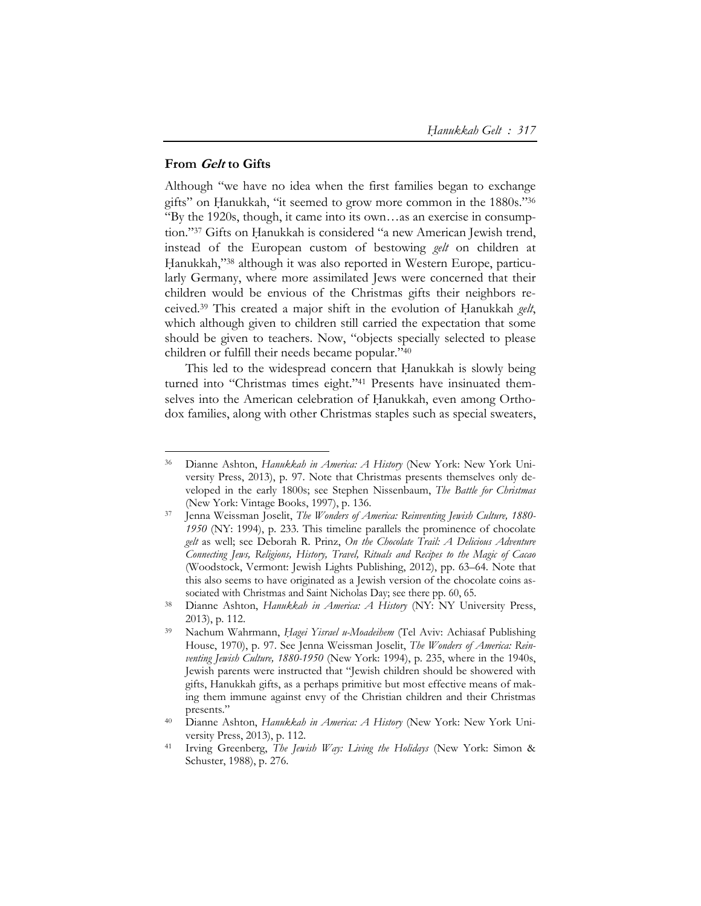## From *Gelt* to Gifts

Although "we have no idea when the first families began to exchange gifts" on Ḥanukkah, "it seemed to grow more common in the 1880s."[36] "By the 1920s, though, it came into its own…as an exercise in consumption."[37] Gifts on Ḥanukkah is considered "a new American Jewish trend, instead of the European custom of bestowing *gelt* on children at Ḥanukkah,"[38] although it was also reported in Western Europe, particularly Germany, where more assimilated Jews were concerned that their children would be envious of the Christmas gifts their neighbors received.[39] This created a major shift in the evolution of Ḥanukkah *gelt*, which although given to children still carried the expectation that some should be given to teachers. Now, "objects specially selected to please children or fulfill their needs became popular."[40]

This led to the widespread concern that Ḥanukkah is slowly being turned into "Christmas times eight."[41] Presents have insinuated themselves into the American celebration of Ḥanukkah, even among Orthodox families, along with other Christmas staples such as special sweaters,

---

[36] Dianne Ashton, *Hanukkah in America: A History* (New York: New York University Press, 2013), p. 97. Note that Christmas presents themselves only developed in the early 1800s; see Stephen Nissenbaum, *The Battle for Christmas* (New York: Vintage Books, 1997), p. 136.

[37] Jenna Weissman Joselit, *The Wonders of America: Reinventing Jewish Culture, 1880-1950* (NY: 1994), p. 233. This timeline parallels the prominence of chocolate *gelt* as well; see Deborah R. Prinz, *On the Chocolate Trail: A Delicious Adventure Connecting Jews, Religions, History, Travel, Rituals and Recipes to the Magic of Cacao* (Woodstock, Vermont: Jewish Lights Publishing, 2012), pp. 63–64. Note that this also seems to have originated as a Jewish version of the chocolate coins associated with Christmas and Saint Nicholas Day; see there pp. 60, 65.

[38] Dianne Ashton, *Hanukkah in America: A History* (NY: NY University Press, 2013), p. 112.

[39] Nachum Wahrmann, *Ḥagei Yisrael u-Moadeihem* (Tel Aviv: Achiasaf Publishing House, 1970), p. 97. See Jenna Weissman Joselit, *The Wonders of America: Reinventing Jewish Culture, 1880-1950* (New York: 1994), p. 235, where in the 1940s, Jewish parents were instructed that "Jewish children should be showered with gifts, Hanukkah gifts, as a perhaps primitive but most effective means of making them immune against envy of the Christian children and their Christmas presents."

[40] Dianne Ashton, *Hanukkah in America: A History* (New York: New York University Press, 2013), p. 112.

[41] Irving Greenberg, *The Jewish Way: Living the Holidays* (New York: Simon & Schuster, 1988), p. 276.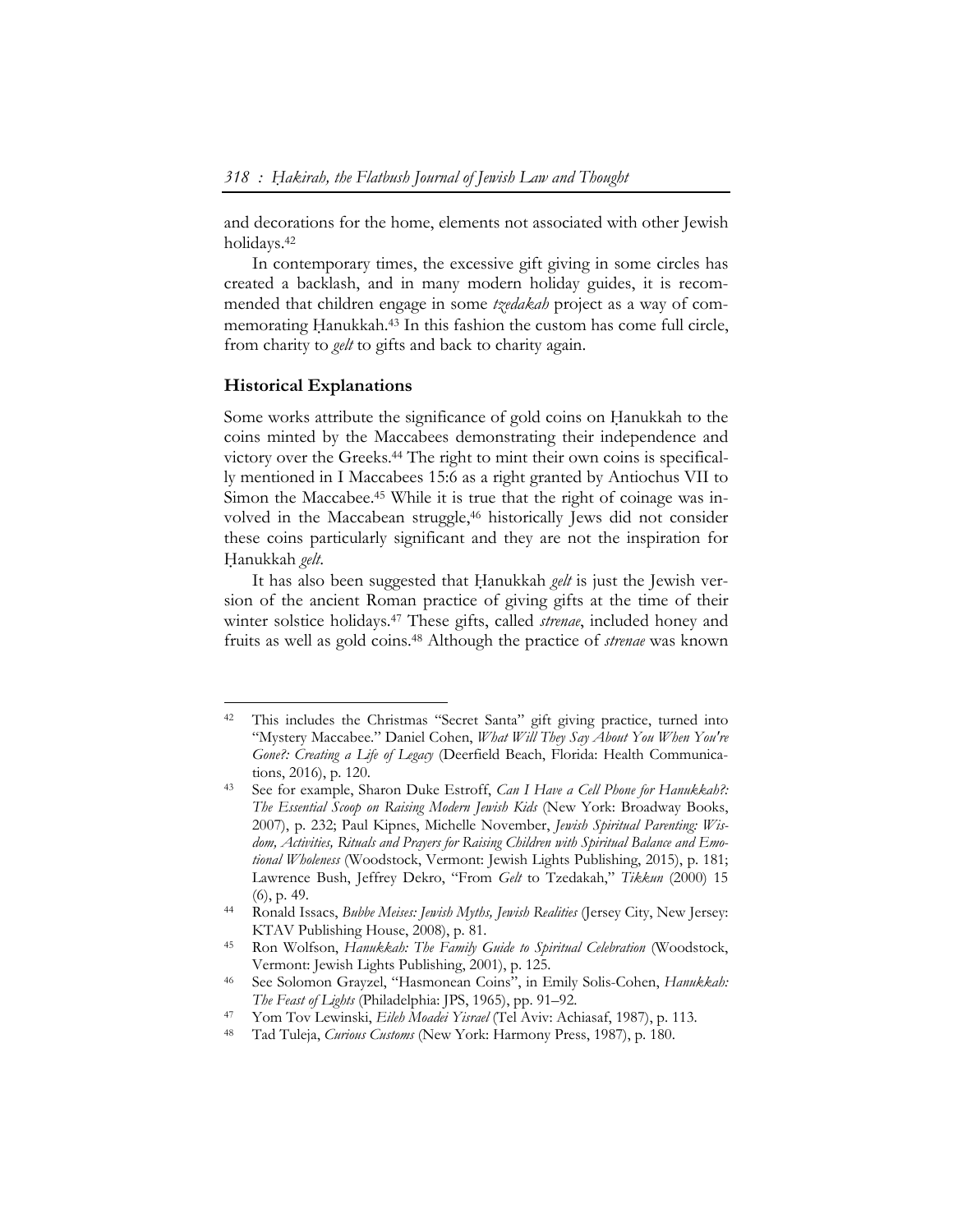and decorations for the home, elements not associated with other Jewish holidays.[42]

In contemporary times, the excessive gift giving in some circles has created a backlash, and in many modern holiday guides, it is recommended that children engage in some *tzedakah* project as a way of commemorating Ḥanukkah.[43] In this fashion the custom has come full circle, from charity to *gelt* to gifts and back to charity again.

### Historical Explanations

Some works attribute the significance of gold coins on Ḥanukkah to the coins minted by the Maccabees demonstrating their independence and victory over the Greeks.[44] The right to mint their own coins is specifically mentioned in I Maccabees 15:6 as a right granted by Antiochus VII to Simon the Maccabee.[45] While it is true that the right of coinage was involved in the Maccabean struggle,[46] historically Jews did not consider these coins particularly significant and they are not the inspiration for Ḥanukkah *gelt*.

It has also been suggested that Ḥanukkah *gelt* is just the Jewish version of the ancient Roman practice of giving gifts at the time of their winter solstice holidays.[47] These gifts, called *strenae*, included honey and fruits as well as gold coins.[48] Although the practice of *strenae* was known

---

[42] This includes the Christmas "Secret Santa" gift giving practice, turned into "Mystery Maccabee." Daniel Cohen, *What Will They Say About You When You're Gone?: Creating a Life of Legacy* (Deerfield Beach, Florida: Health Communications, 2016), p. 120.

[43] See for example, Sharon Duke Estroff, *Can I Have a Cell Phone for Hanukkah?: The Essential Scoop on Raising Modern Jewish Kids* (New York: Broadway Books, 2007), p. 232; Paul Kipnes, Michelle November, *Jewish Spiritual Parenting: Wisdom, Activities, Rituals and Prayers for Raising Children with Spiritual Balance and Emotional Wholeness* (Woodstock, Vermont: Jewish Lights Publishing, 2015), p. 181; Lawrence Bush, Jeffrey Dekro, "From *Gelt* to Tzedakah," *Tikkun* (2000) 15 (6), p. 49.

[44] Ronald Issacs, *Bubbe Meises: Jewish Myths, Jewish Realities* (Jersey City, New Jersey: KTAV Publishing House, 2008), p. 81.

[45] Ron Wolfson, *Hanukkah: The Family Guide to Spiritual Celebration* (Woodstock, Vermont: Jewish Lights Publishing, 2001), p. 125.

[46] See Solomon Grayzel, "Hasmonean Coins", in Emily Solis-Cohen, *Hanukkah: The Feast of Lights* (Philadelphia: JPS, 1965), pp. 91–92.

[47] Yom Tov Lewinski, *Eileh Moadei Yisrael* (Tel Aviv: Achiasaf, 1987), p. 113.

[48] Tad Tuleja, *Curious Customs* (New York: Harmony Press, 1987), p. 180.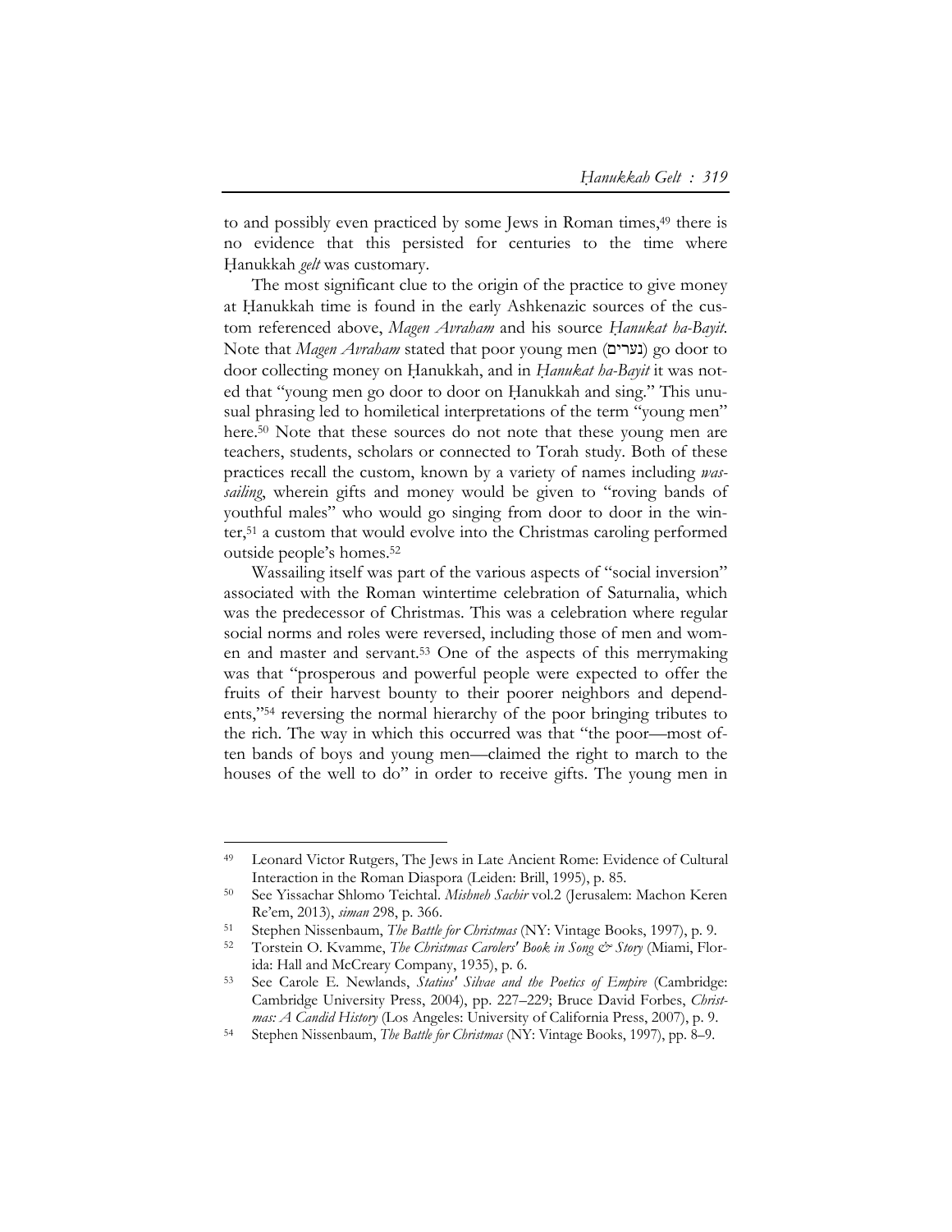to and possibly even practiced by some Jews in Roman times,[49] there is no evidence that this persisted for centuries to the time where Ḥanukkah *gelt* was customary.

The most significant clue to the origin of the practice to give money at Ḥanukkah time is found in the early Ashkenazic sources of the custom referenced above, *Magen Avraham* and his source *Ḥanukat ha-Bayit*. Note that *Magen Avraham* stated that poor young men (נערים) go door to door collecting money on Ḥanukkah, and in *Ḥanukat ha-Bayit* it was noted that "young men go door to door on Ḥanukkah and sing." This unusual phrasing led to homiletical interpretations of the term "young men" here.[50] Note that these sources do not note that these young men are teachers, students, scholars or connected to Torah study. Both of these practices recall the custom, known by a variety of names including *wassailing*, wherein gifts and money would be given to "roving bands of youthful males" who would go singing from door to door in the winter,[51] a custom that would evolve into the Christmas caroling performed outside people's homes.[52]

Wassailing itself was part of the various aspects of "social inversion" associated with the Roman wintertime celebration of Saturnalia, which was the predecessor of Christmas. This was a celebration where regular social norms and roles were reversed, including those of men and women and master and servant.[53] One of the aspects of this merrymaking was that "prosperous and powerful people were expected to offer the fruits of their harvest bounty to their poorer neighbors and dependents,"[54] reversing the normal hierarchy of the poor bringing tributes to the rich. The way in which this occurred was that "the poor—most often bands of boys and young men—claimed the right to march to the houses of the well to do" in order to receive gifts. The young men in

---

[49] Leonard Victor Rutgers, The Jews in Late Ancient Rome: Evidence of Cultural Interaction in the Roman Diaspora (Leiden: Brill, 1995), p. 85.

[50] See Yissachar Shlomo Teichtal. *Mishneh Sachir* vol.2 (Jerusalem: Machon Keren Re'em, 2013), *siman* 298, p. 366.

[51] Stephen Nissenbaum, *The Battle for Christmas* (NY: Vintage Books, 1997), p. 9.

[52] Torstein O. Kvamme, *The Christmas Carolers' Book in Song & Story* (Miami, Florida: Hall and McCreary Company, 1935), p. 6.

[53] See Carole E. Newlands, *Statius' Silvae and the Poetics of Empire* (Cambridge: Cambridge University Press, 2004), pp. 227–229; Bruce David Forbes, *Christmas: A Candid History* (Los Angeles: University of California Press, 2007), p. 9.

[54] Stephen Nissenbaum, *The Battle for Christmas* (NY: Vintage Books, 1997), pp. 8–9.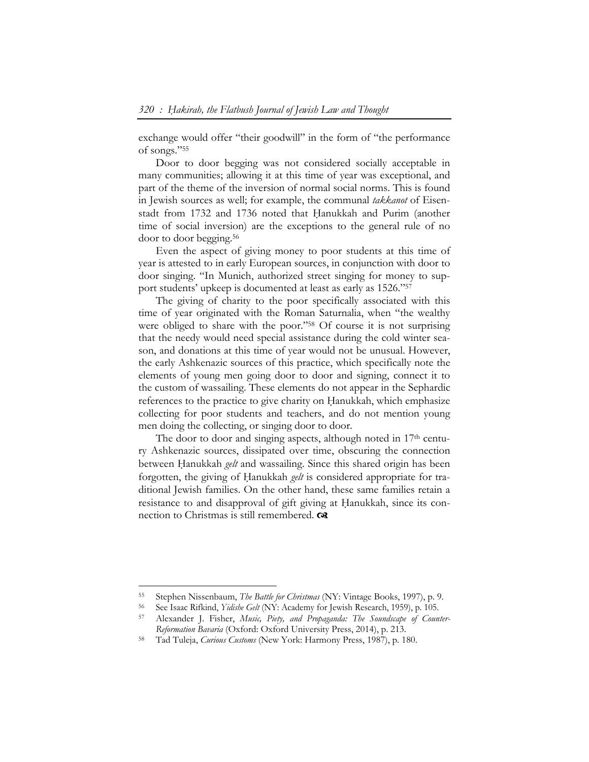exchange would offer "their goodwill" in the form of "the performance of songs."[55]

Door to door begging was not considered socially acceptable in many communities; allowing it at this time of year was exceptional, and part of the theme of the inversion of normal social norms. This is found in Jewish sources as well; for example, the communal *takkanot* of Eisenstadt from 1732 and 1736 noted that Ḥanukkah and Purim (another time of social inversion) are the exceptions to the general rule of no door to door begging.[56]

Even the aspect of giving money to poor students at this time of year is attested to in early European sources, in conjunction with door to door singing. "In Munich, authorized street singing for money to support students' upkeep is documented at least as early as 1526."[57]

The giving of charity to the poor specifically associated with this time of year originated with the Roman Saturnalia, when "the wealthy were obliged to share with the poor."[58] Of course it is not surprising that the needy would need special assistance during the cold winter season, and donations at this time of year would not be unusual. However, the early Ashkenazic sources of this practice, which specifically note the elements of young men going door to door and signing, connect it to the custom of wassailing. These elements do not appear in the Sephardic references to the practice to give charity on Ḥanukkah, which emphasize collecting for poor students and teachers, and do not mention young men doing the collecting, or singing door to door.

The door to door and singing aspects, although noted in 17th century Ashkenazic sources, dissipated over time, obscuring the connection between Ḥanukkah *gelt* and wassailing. Since this shared origin has been forgotten, the giving of Ḥanukkah *gelt* is considered appropriate for traditional Jewish families. On the other hand, these same families retain a resistance to and disapproval of gift giving at Ḥanukkah, since its connection to Christmas is still remembered. ☙

---

[55] Stephen Nissenbaum, *The Battle for Christmas* (NY: Vintage Books, 1997), p. 9.

[56] See Isaac Rifkind, *Yidishe Gelt* (NY: Academy for Jewish Research, 1959), p. 105.

[57] Alexander J. Fisher, *Music, Piety, and Propaganda: The Soundscape of Counter-Reformation Bavaria* (Oxford: Oxford University Press, 2014), p. 213.

[58] Tad Tuleja, *Curious Customs* (New York: Harmony Press, 1987), p. 180.